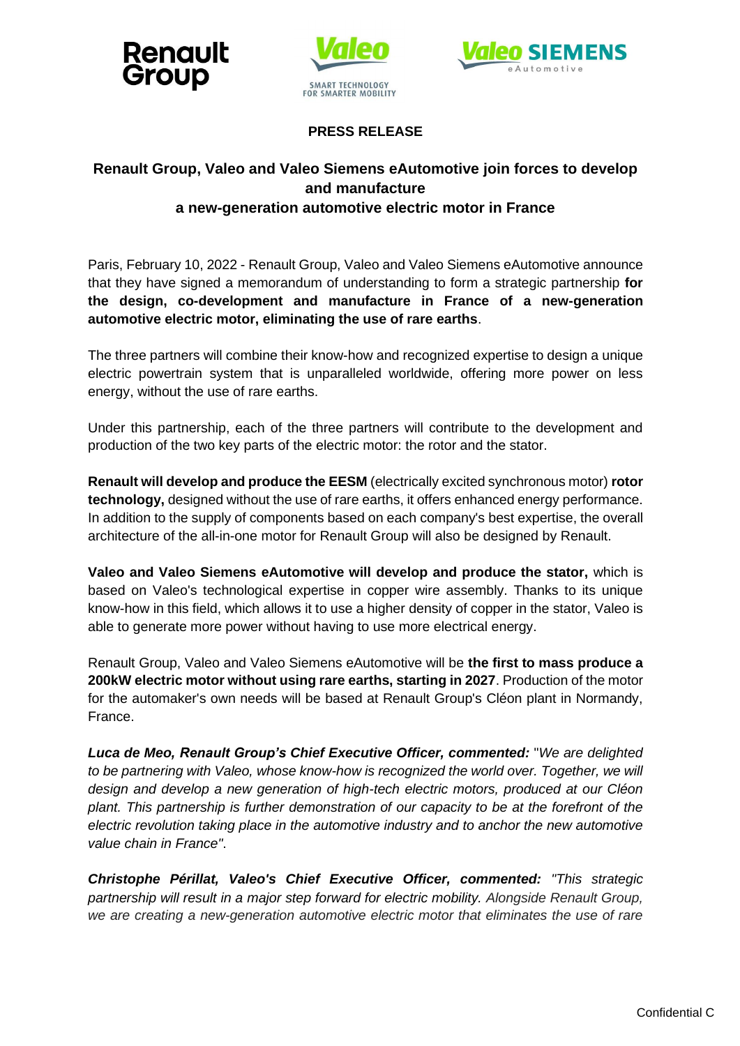**PRESS RELEASE**

# Renault Group, Valeo and Valeo Siemens eAutomotive join forces to develop and manufacture a new-generation automotive electric motor in France

Paris, February 10, 2022 - Renault Group, Valeo and Valeo Siemens eAutomotive announce that they have signed a memorandum of understanding to form a strategic partnership **for the design, co-development and manufacture in France of a new-generation automotive electric motor, eliminating the use of rare earths**.

The three partners will combine their know-how and recognized expertise to design a unique electric powertrain system that is unparalleled worldwide, offering more power on less energy, without the use of rare earths.

Under this partnership, each of the three partners will contribute to the development and production of the two key parts of the electric motor: the rotor and the stator.

**Renault will develop and produce the EESM** (electrically excited synchronous motor) **rotor technology,** designed without the use of rare earths, it offers enhanced energy performance. In addition to the supply of components based on each company's best expertise, the overall architecture of the all-in-one motor for Renault Group will also be designed by Renault.

**Valeo and Valeo Siemens eAutomotive will develop and produce the stator,** which is based on Valeo's technological expertise in copper wire assembly. Thanks to its unique know-how in this field, which allows it to use a higher density of copper in the stator, Valeo is able to generate more power without having to use more electrical energy.

Renault Group, Valeo and Valeo Siemens eAutomotive will be **the first to mass produce a 200kW electric motor without using rare earths, starting in 2027**. Production of the motor for the automaker's own needs will be based at Renault Group's Cléon plant in Normandy, France.

***Luca de Meo, Renault Group's Chief Executive Officer, commented:*** "*We are delighted to be partnering with Valeo, whose know-how is recognized the world over. Together, we will design and develop a new generation of high-tech electric motors, produced at our Cléon plant. This partnership is further demonstration of our capacity to be at the forefront of the electric revolution taking place in the automotive industry and to anchor the new automotive value chain in France"*.

***Christophe Périllat, Valeo's Chief Executive Officer, commented:*** *"This strategic partnership will result in a major step forward for electric mobility. Alongside Renault Group, we are creating a new-generation automotive electric motor that eliminates the use of rare*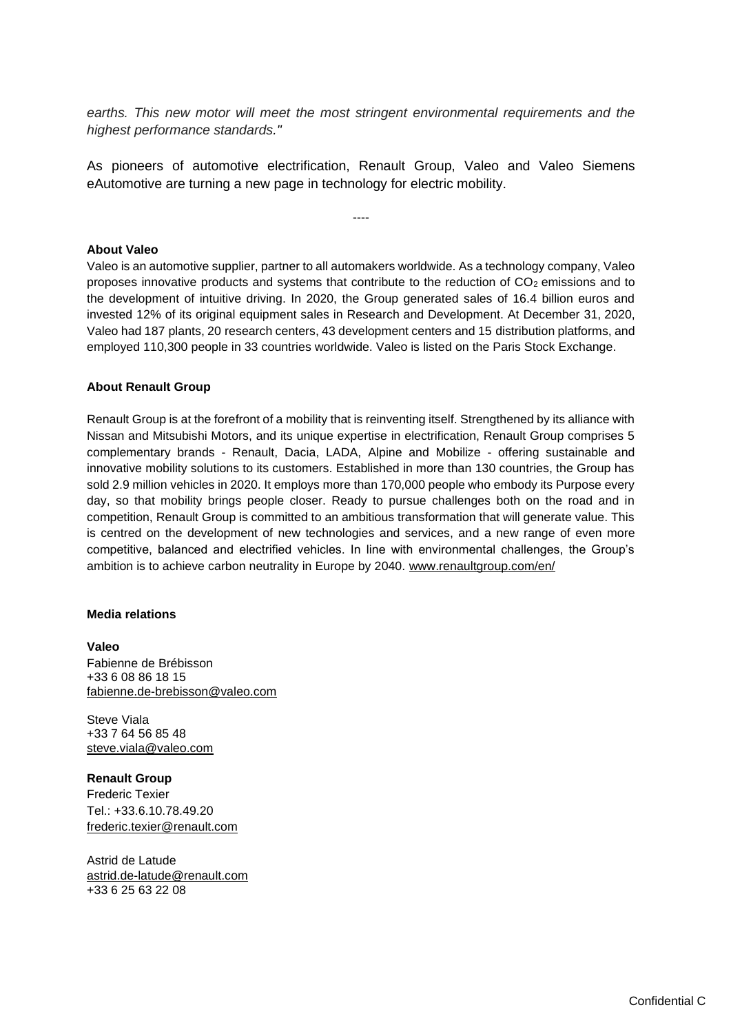*earths. This new motor will meet the most stringent environmental requirements and the highest performance standards."*

As pioneers of automotive electrification, Renault Group, Valeo and Valeo Siemens eAutomotive are turning a new page in technology for electric mobility.

----

**About Valeo**

Valeo is an automotive supplier, partner to all automakers worldwide. As a technology company, Valeo proposes innovative products and systems that contribute to the reduction of $CO_2$ emissions and to the development of intuitive driving. In 2020, the Group generated sales of 16.4 billion euros and invested 12% of its original equipment sales in Research and Development. At December 31, 2020, Valeo had 187 plants, 20 research centers, 43 development centers and 15 distribution platforms, and employed 110,300 people in 33 countries worldwide. Valeo is listed on the Paris Stock Exchange.

**About Renault Group**

Renault Group is at the forefront of a mobility that is reinventing itself. Strengthened by its alliance with Nissan and Mitsubishi Motors, and its unique expertise in electrification, Renault Group comprises 5 complementary brands - Renault, Dacia, LADA, Alpine and Mobilize - offering sustainable and innovative mobility solutions to its customers. Established in more than 130 countries, the Group has sold 2.9 million vehicles in 2020. It employs more than 170,000 people who embody its Purpose every day, so that mobility brings people closer. Ready to pursue challenges both on the road and in competition, Renault Group is committed to an ambitious transformation that will generate value. This is centred on the development of new technologies and services, and a new range of even more competitive, balanced and electrified vehicles. In line with environmental challenges, the Group's ambition is to achieve carbon neutrality in Europe by 2040. www.renaultgroup.com/en/

**Media relations**

**Valeo**
Fabienne de Brébisson
+33 6 08 86 18 15
fabienne.de-brebisson@valeo.com

Steve Viala
+33 7 64 56 85 48
steve.viala@valeo.com

**Renault Group**
Frederic Texier
Tel.: +33.6.10.78.49.20
frederic.texier@renault.com

Astrid de Latude
astrid.de-latude@renault.com
+33 6 25 63 22 08

Confidential C